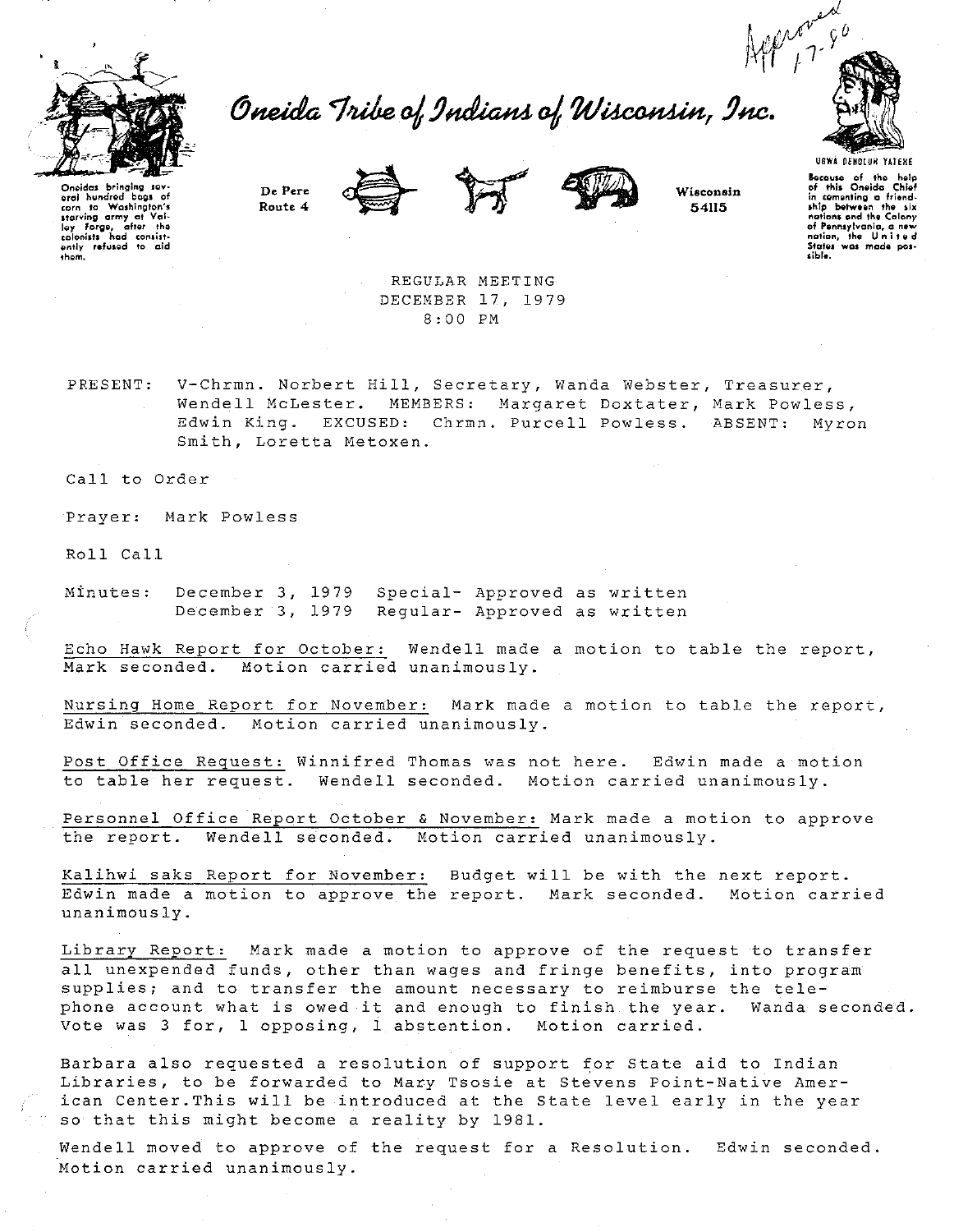Approved 1-7-80

# Oneida Tribe of Indians of Wisconsin, Inc.

Oneidas bringing several hundred bags of corn to Washington's starving army at Valley Forge, after the colonists had consistently refused to aid them.

De Pere Route 4 — Wisconsin 54115

UGWA DEHOLUH YATEHE

Because of the help of this Oneida Chief in cementing a friendship between the six nations and the Colony of Pennsylvania, a new nation, the United States was made possible.

REGULAR MEETING
DECEMBER 17, 1979
8:00 PM

PRESENT: V-Chrmn. Norbert Hill, Secretary, Wanda Webster, Treasurer, Wendell McLester. MEMBERS: Margaret Doxtater, Mark Powless, Edwin King. EXCUSED: Chrmn. Purcell Powless. ABSENT: Myron Smith, Loretta Metoxen.

Call to Order

Prayer: Mark Powless

Roll Call

Minutes: December 3, 1979 Special- Approved as written
December 3, 1979 Regular- Approved as written

Echo Hawk Report for October: Wendell made a motion to table the report, Mark seconded. Motion carried unanimously.

Nursing Home Report for November: Mark made a motion to table the report, Edwin seconded. Motion carried unanimously.

Post Office Request: Winnifred Thomas was not here. Edwin made a motion to table her request. Wendell seconded. Motion carried unanimously.

Personnel Office Report October & November: Mark made a motion to approve the report. Wendell seconded. Motion carried unanimously.

Kalihwi saks Report for November: Budget will be with the next report. Edwin made a motion to approve the report. Mark seconded. Motion carried unanimously.

Library Report: Mark made a motion to approve of the request to transfer all unexpended funds, other than wages and fringe benefits, into program supplies; and to transfer the amount necessary to reimburse the telephone account what is owed it and enough to finish the year. Wanda seconded. Vote was 3 for, 1 opposing, 1 abstention. Motion carried.

Barbara also requested a resolution of support for State aid to Indian Libraries, to be forwarded to Mary Tsosie at Stevens Point-Native American Center.This will be introduced at the State level early in the year so that this might become a reality by 1981.

Wendell moved to approve of the request for a Resolution. Edwin seconded. Motion carried unanimously.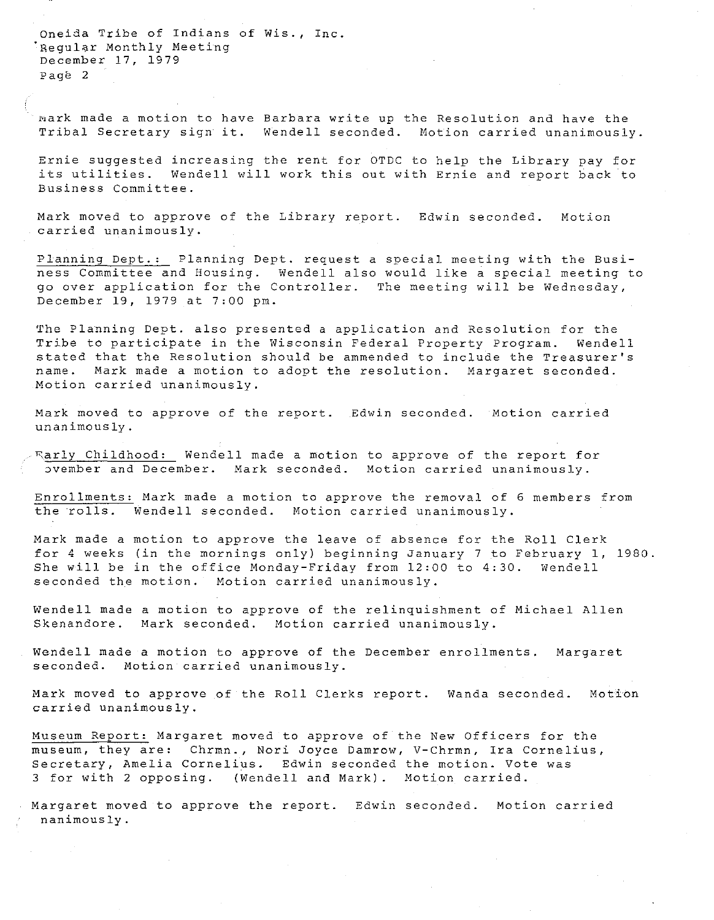Mark made a motion to have Barbara write up the Resolution and have the Tribal Secretary sign it. Wendell seconded. Motion carried unanimously.

Ernie suggested increasing the rent for OTDC to help the Library pay for its utilities. Wendell will work this out with Ernie and report back to Business Committee.

Mark moved to approve of the Library report. Edwin seconded. Motion carried unanimously.

Planning Dept.: Planning Dept. request a special meeting with the Business Committee and Housing. Wendell also would like a special meeting to go over application for the Controller. The meeting will be Wednesday, December 19, 1979 at 7:00 pm.

The Planning Dept. also presented a application and Resolution for the Tribe to participate in the Wisconsin Federal Property Program. Wendell stated that the Resolution should be ammended to include the Treasurer's name. Mark made a motion to adopt the resolution. Margaret seconded. Motion carried unanimously.

Mark moved to approve of the report. Edwin seconded. Motion carried unanimously.

Early Childhood: Wendell made a motion to approve of the report for November and December. Mark seconded. Motion carried unanimously.

Enrollments: Mark made a motion to approve the removal of 6 members from the rolls. Wendell seconded. Motion carried unanimously.

Mark made a motion to approve the leave of absence for the Roll Clerk for 4 weeks (in the mornings only) beginning January 7 to February 1, 1980. She will be in the office Monday-Friday from 12:00 to 4:30. Wendell seconded the motion. Motion carried unanimously.

Wendell made a motion to approve of the relinquishment of Michael Allen Skenandore. Mark seconded. Motion carried unanimously.

Wendell made a motion to approve of the December enrollments. Margaret seconded. Motion carried unanimously.

Mark moved to approve of the Roll Clerks report. Wanda seconded. Motion carried unanimously.

Museum Report: Margaret moved to approve of the New Officers for the museum, they are: Chrmn., Nori Joyce Damrow, V-Chrmn, Ira Cornelius, Secretary, Amelia Cornelius. Edwin seconded the motion. Vote was 3 for with 2 opposing. (Wendell and Mark). Motion carried.

Margaret moved to approve the report. Edwin seconded. Motion carried unanimously.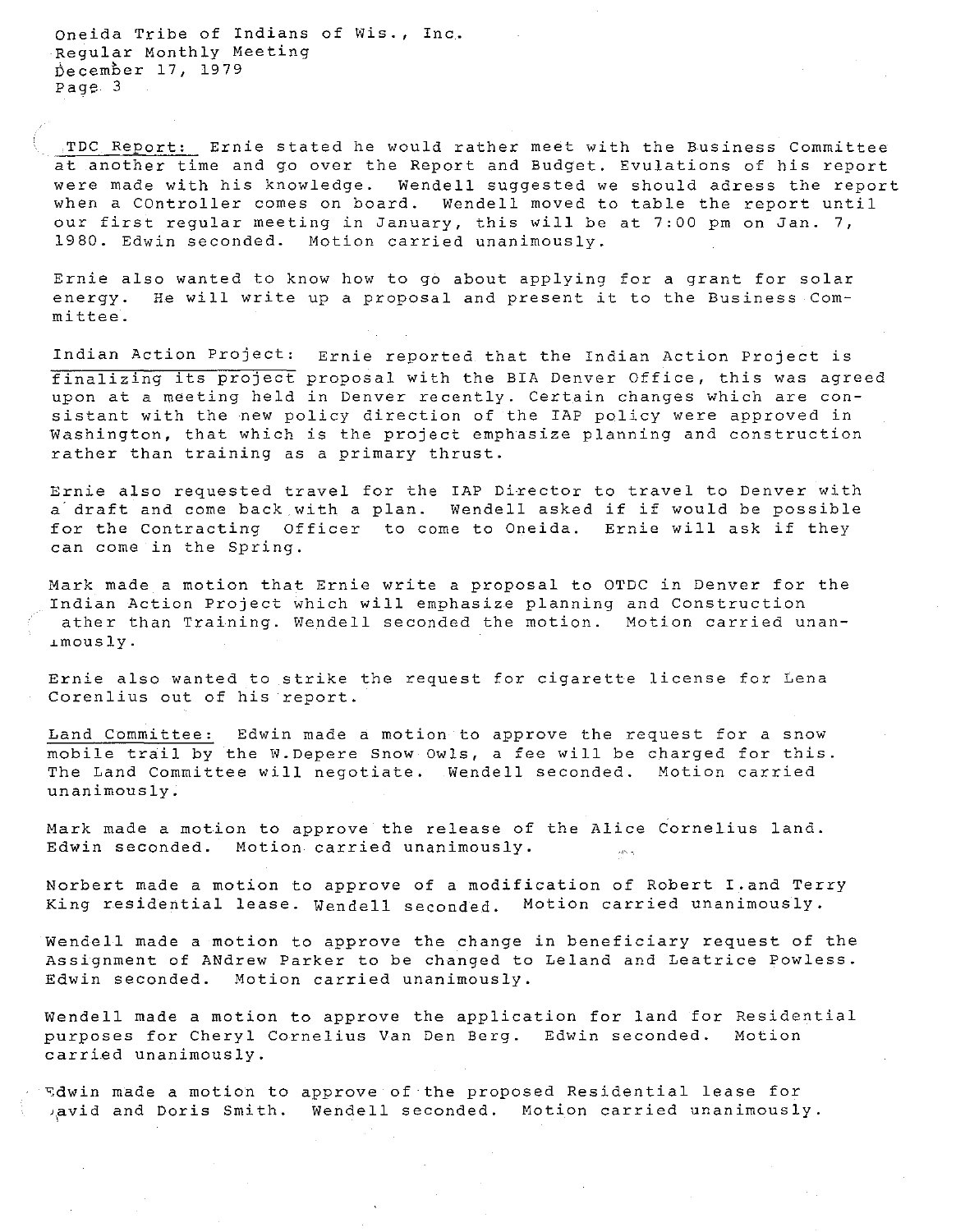TDC Report: Ernie stated he would rather meet with the Business Committee at another time and go over the Report and Budget. Evulations of his report were made with his knowledge. Wendell suggested we should adress the report when a COntroller comes on board. Wendell moved to table the report until our first regular meeting in January, this will be at 7:00 pm on Jan. 7, 1980. Edwin seconded. Motion carried unanimously.

Ernie also wanted to know how to go about applying for a grant for solar energy. He will write up a proposal and present it to the Business Committee.

Indian Action Project: Ernie reported that the Indian Action Project is finalizing its project proposal with the BIA Denver Office, this was agreed upon at a meeting held in Denver recently. Certain changes which are consistant with the new policy direction of the IAP policy were approved in Washington, that which is the project emphasize planning and construction rather than training as a primary thrust.

Ernie also requested travel for the IAP Director to travel to Denver with a draft and come back with a plan. Wendell asked if if would be possible for the Contracting Officer to come to Oneida. Ernie will ask if they can come in the Spring.

Mark made a motion that Ernie write a proposal to OTDC in Denver for the Indian Action Project which will emphasize planning and Construction ather than Training. Wendell seconded the motion. Motion carried unanimously.

Ernie also wanted to strike the request for cigarette license for Lena Corenlius out of his report.

Land Committee: Edwin made a motion to approve the request for a snow mobile trail by the W.Depere Snow Owls, a fee will be charged for this. The Land Committee will negotiate. Wendell seconded. Motion carried unanimously.

Mark made a motion to approve the release of the Alice Cornelius land. Edwin seconded. Motion carried unanimously.

Norbert made a motion to approve of a modification of Robert I.and Terry King residential lease. Wendell seconded. Motion carried unanimously.

Wendell made a motion to approve the change in beneficiary request of the Assignment of ANdrew Parker to be changed to Leland and Leatrice Powless. Edwin seconded. Motion carried unanimously.

Wendell made a motion to approve the application for land for Residential purposes for Cheryl Cornelius Van Den Berg. Edwin seconded. Motion carried unanimously.

Edwin made a motion to approve of the proposed Residential lease for David and Doris Smith. Wendell seconded. Motion carried unanimously.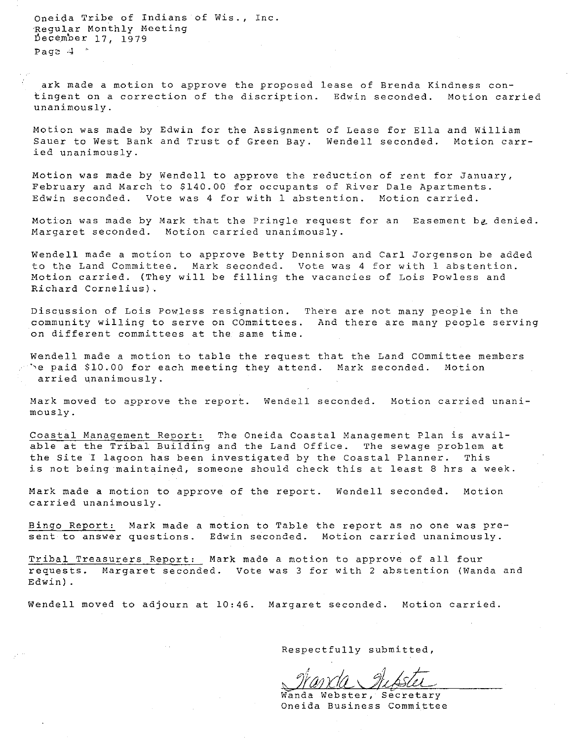ark made a motion to approve the proposed lease of Brenda Kindness contingent on a correction of the discription. Edwin seconded. Motion carried unanimously.

Motion was made by Edwin for the Assignment of Lease for Ella and William Sauer to West Bank and Trust of Green Bay. Wendell seconded. Motion carried unanimously.

Motion was made by Wendell to approve the reduction of rent for January, February and March to $140.00 for occupants of River Dale Apartments. Edwin seconded. Vote was 4 for with 1 abstention. Motion carried.

Motion was made by Mark that the Pringle request for an Easement be denied. Margaret seconded. Motion carried unanimously.

Wendell made a motion to approve Betty Dennison and Carl Jorgenson be added to the Land Committee. Mark seconded. Vote was 4 for with 1 abstention. Motion carried. (They will be filling the vacancies of Lois Powless and Richard Cornelius).

Discussion of Lois Powless resignation. There are not many people in the community willing to serve on COmmittees. And there are many people serving on different committees at the same time.

Wendell made a motion to table the request that the Land COmmittee members be paid $10.00 for each meeting they attend. Mark seconded. Motion carried unanimously.

Mark moved to approve the report. Wendell seconded. Motion carried unanimously.

Coastal Management Report: The Oneida Coastal Management Plan is available at the Tribal Building and the Land Office. The sewage problem at the Site I lagoon has been investigated by the Coastal Planner. This is not being maintained, someone should check this at least 8 hrs a week.

Mark made a motion to approve of the report. Wendell seconded. Motion carried unanimously.

Bingo Report: Mark made a motion to Table the report as no one was present to answer questions. Edwin seconded. Motion carried unanimously.

Tribal Treasurers Report: Mark made a motion to approve of all four requests. Margaret seconded. Vote was 3 for with 2 abstention (Wanda and Edwin).

Wendell moved to adjourn at 10:46. Margaret seconded. Motion carried.

Respectfully submitted,

Wanda Webster

Wanda Webster, Secretary
Oneida Business Committee